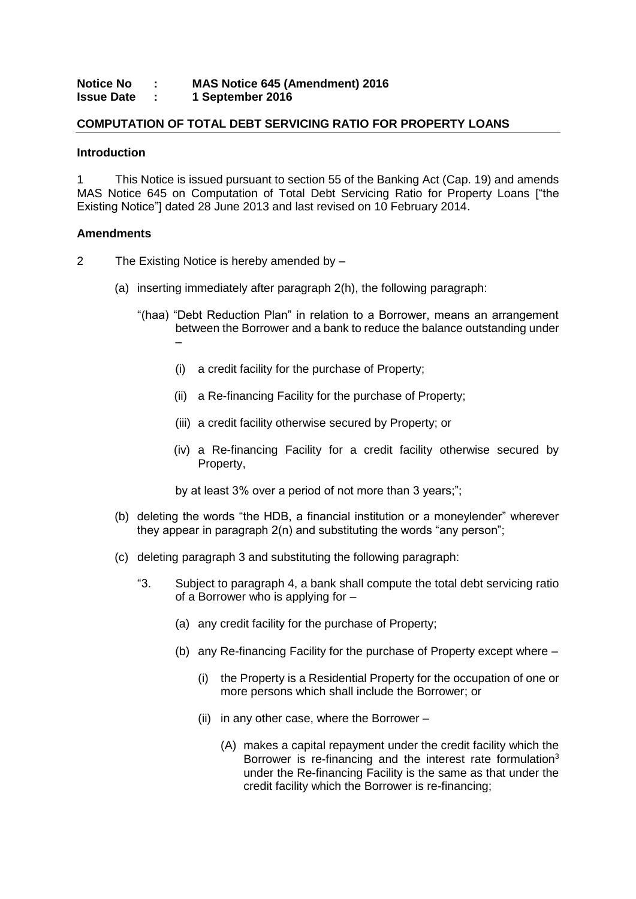**Notice No : MAS Notice 645 (Amendment) 2016**
**Issue Date : 1 September 2016**

## COMPUTATION OF TOTAL DEBT SERVICING RATIO FOR PROPERTY LOANS

### Introduction

1 This Notice is issued pursuant to section 55 of the Banking Act (Cap. 19) and amends MAS Notice 645 on Computation of Total Debt Servicing Ratio for Property Loans ["the Existing Notice"] dated 28 June 2013 and last revised on 10 February 2014.

### Amendments

2 The Existing Notice is hereby amended by –

(a) inserting immediately after paragraph 2(h), the following paragraph:

"(haa) "Debt Reduction Plan" in relation to a Borrower, means an arrangement between the Borrower and a bank to reduce the balance outstanding under –

(i) a credit facility for the purchase of Property;

(ii) a Re-financing Facility for the purchase of Property;

(iii) a credit facility otherwise secured by Property; or

(iv) a Re-financing Facility for a credit facility otherwise secured by Property,

by at least 3% over a period of not more than 3 years;";

(b) deleting the words "the HDB, a financial institution or a moneylender" wherever they appear in paragraph 2(n) and substituting the words "any person";

(c) deleting paragraph 3 and substituting the following paragraph:

"3. Subject to paragraph 4, a bank shall compute the total debt servicing ratio of a Borrower who is applying for –

(a) any credit facility for the purchase of Property;

(b) any Re-financing Facility for the purchase of Property except where –

(i) the Property is a Residential Property for the occupation of one or more persons which shall include the Borrower; or

(ii) in any other case, where the Borrower –

(A) makes a capital repayment under the credit facility which the Borrower is re-financing and the interest rate formulation[3] under the Re-financing Facility is the same as that under the credit facility which the Borrower is re-financing;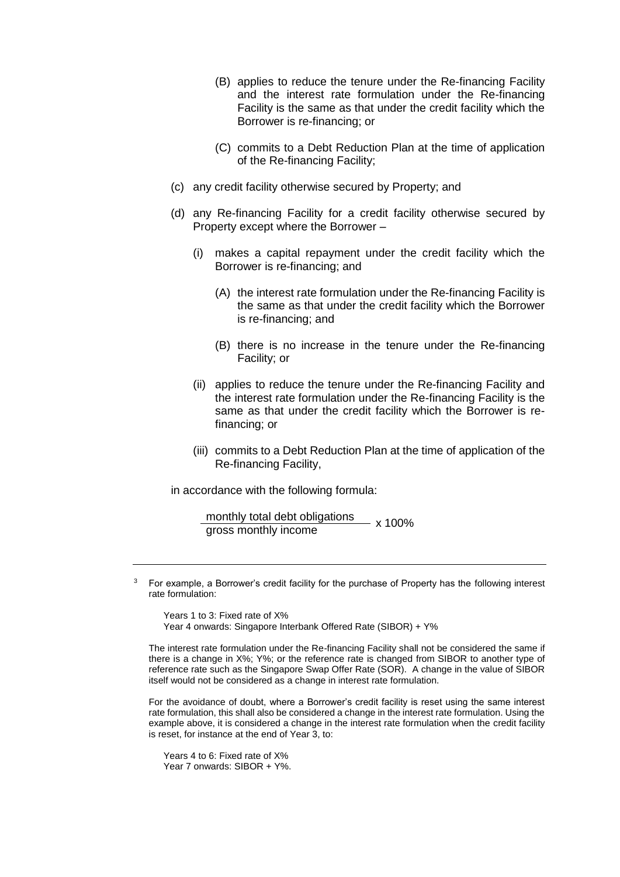(B) applies to reduce the tenure under the Re-financing Facility and the interest rate formulation under the Re-financing Facility is the same as that under the credit facility which the Borrower is re-financing; or

(C) commits to a Debt Reduction Plan at the time of application of the Re-financing Facility;

(c) any credit facility otherwise secured by Property; and

(d) any Re-financing Facility for a credit facility otherwise secured by Property except where the Borrower –

(i) makes a capital repayment under the credit facility which the Borrower is re-financing; and

(A) the interest rate formulation under the Re-financing Facility is the same as that under the credit facility which the Borrower is re-financing; and

(B) there is no increase in the tenure under the Re-financing Facility; or

(ii) applies to reduce the tenure under the Re-financing Facility and the interest rate formulation under the Re-financing Facility is the same as that under the credit facility which the Borrower is re-financing; or

(iii) commits to a Debt Reduction Plan at the time of application of the Re-financing Facility,

in accordance with the following formula:

$$\frac{\text{monthly total debt obligations}}{\text{gross monthly income}} \times 100\%$$

---

[3] For example, a Borrower's credit facility for the purchase of Property has the following interest rate formulation:

Years 1 to 3: Fixed rate of X%
Year 4 onwards: Singapore Interbank Offered Rate (SIBOR) + Y%

The interest rate formulation under the Re-financing Facility shall not be considered the same if there is a change in X%; Y%; or the reference rate is changed from SIBOR to another type of reference rate such as the Singapore Swap Offer Rate (SOR). A change in the value of SIBOR itself would not be considered as a change in interest rate formulation.

For the avoidance of doubt, where a Borrower's credit facility is reset using the same interest rate formulation, this shall also be considered a change in the interest rate formulation. Using the example above, it is considered a change in the interest rate formulation when the credit facility is reset, for instance at the end of Year 3, to:

Years 4 to 6: Fixed rate of X%
Year 7 onwards: SIBOR + Y%.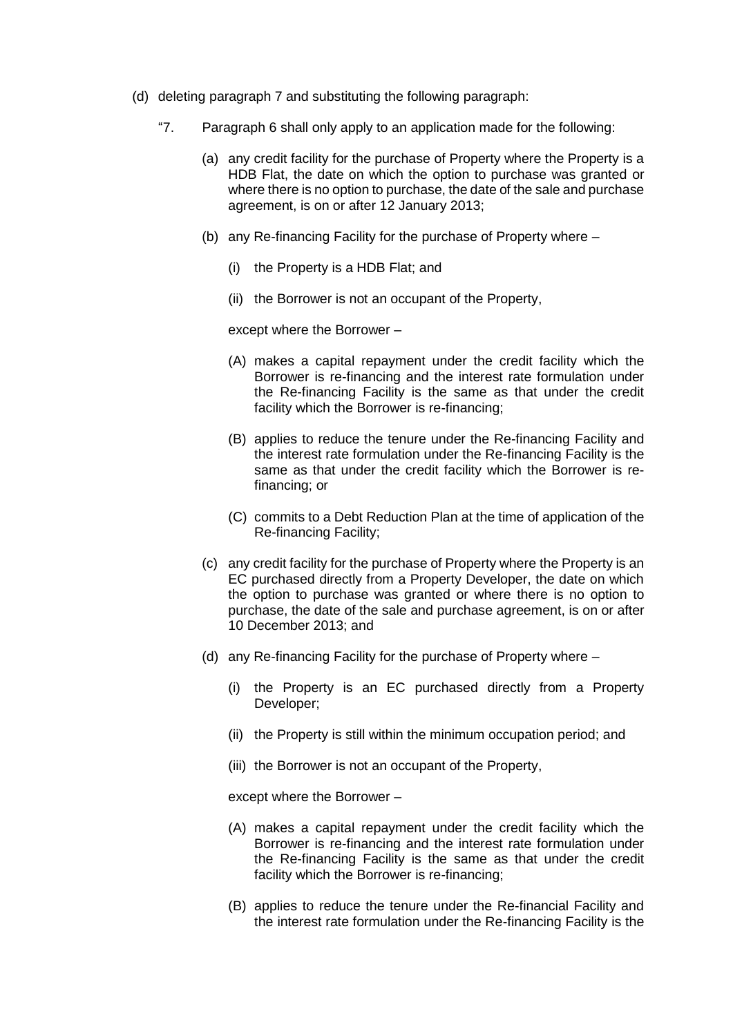(d) deleting paragraph 7 and substituting the following paragraph:

"7. Paragraph 6 shall only apply to an application made for the following:

(a) any credit facility for the purchase of Property where the Property is a HDB Flat, the date on which the option to purchase was granted or where there is no option to purchase, the date of the sale and purchase agreement, is on or after 12 January 2013;

(b) any Re-financing Facility for the purchase of Property where –

(i) the Property is a HDB Flat; and

(ii) the Borrower is not an occupant of the Property,

except where the Borrower –

(A) makes a capital repayment under the credit facility which the Borrower is re-financing and the interest rate formulation under the Re-financing Facility is the same as that under the credit facility which the Borrower is re-financing;

(B) applies to reduce the tenure under the Re-financing Facility and the interest rate formulation under the Re-financing Facility is the same as that under the credit facility which the Borrower is re-financing; or

(C) commits to a Debt Reduction Plan at the time of application of the Re-financing Facility;

(c) any credit facility for the purchase of Property where the Property is an EC purchased directly from a Property Developer, the date on which the option to purchase was granted or where there is no option to purchase, the date of the sale and purchase agreement, is on or after 10 December 2013; and

(d) any Re-financing Facility for the purchase of Property where –

(i) the Property is an EC purchased directly from a Property Developer;

(ii) the Property is still within the minimum occupation period; and

(iii) the Borrower is not an occupant of the Property,

except where the Borrower –

(A) makes a capital repayment under the credit facility which the Borrower is re-financing and the interest rate formulation under the Re-financing Facility is the same as that under the credit facility which the Borrower is re-financing;

(B) applies to reduce the tenure under the Re-financial Facility and the interest rate formulation under the Re-financing Facility is the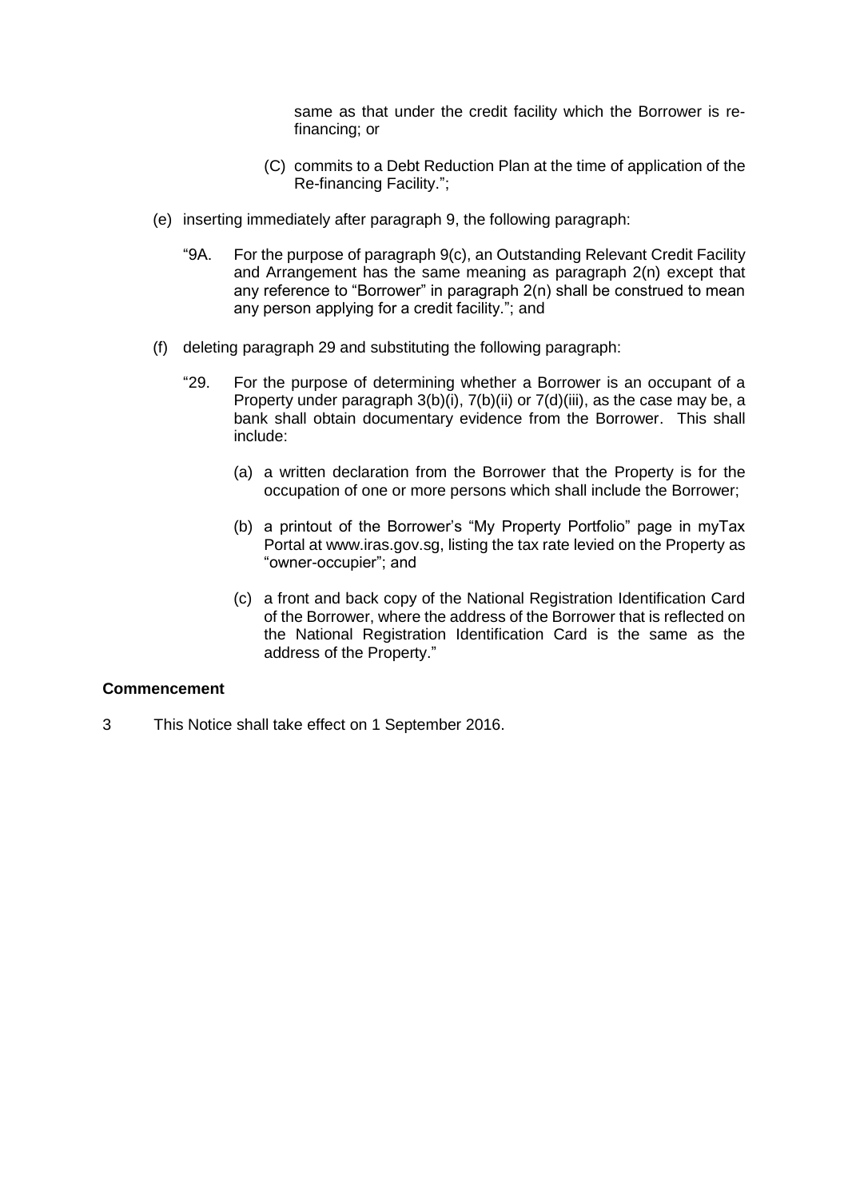same as that under the credit facility which the Borrower is re-financing; or

(C) commits to a Debt Reduction Plan at the time of application of the Re-financing Facility.";

(e) inserting immediately after paragraph 9, the following paragraph:

"9A. For the purpose of paragraph 9(c), an Outstanding Relevant Credit Facility and Arrangement has the same meaning as paragraph 2(n) except that any reference to "Borrower" in paragraph 2(n) shall be construed to mean any person applying for a credit facility."; and

(f) deleting paragraph 29 and substituting the following paragraph:

"29. For the purpose of determining whether a Borrower is an occupant of a Property under paragraph 3(b)(i), 7(b)(ii) or 7(d)(iii), as the case may be, a bank shall obtain documentary evidence from the Borrower. This shall include:

(a) a written declaration from the Borrower that the Property is for the occupation of one or more persons which shall include the Borrower;

(b) a printout of the Borrower's "My Property Portfolio" page in myTax Portal at www.iras.gov.sg, listing the tax rate levied on the Property as "owner-occupier"; and

(c) a front and back copy of the National Registration Identification Card of the Borrower, where the address of the Borrower that is reflected on the National Registration Identification Card is the same as the address of the Property."

**Commencement**

3 This Notice shall take effect on 1 September 2016.